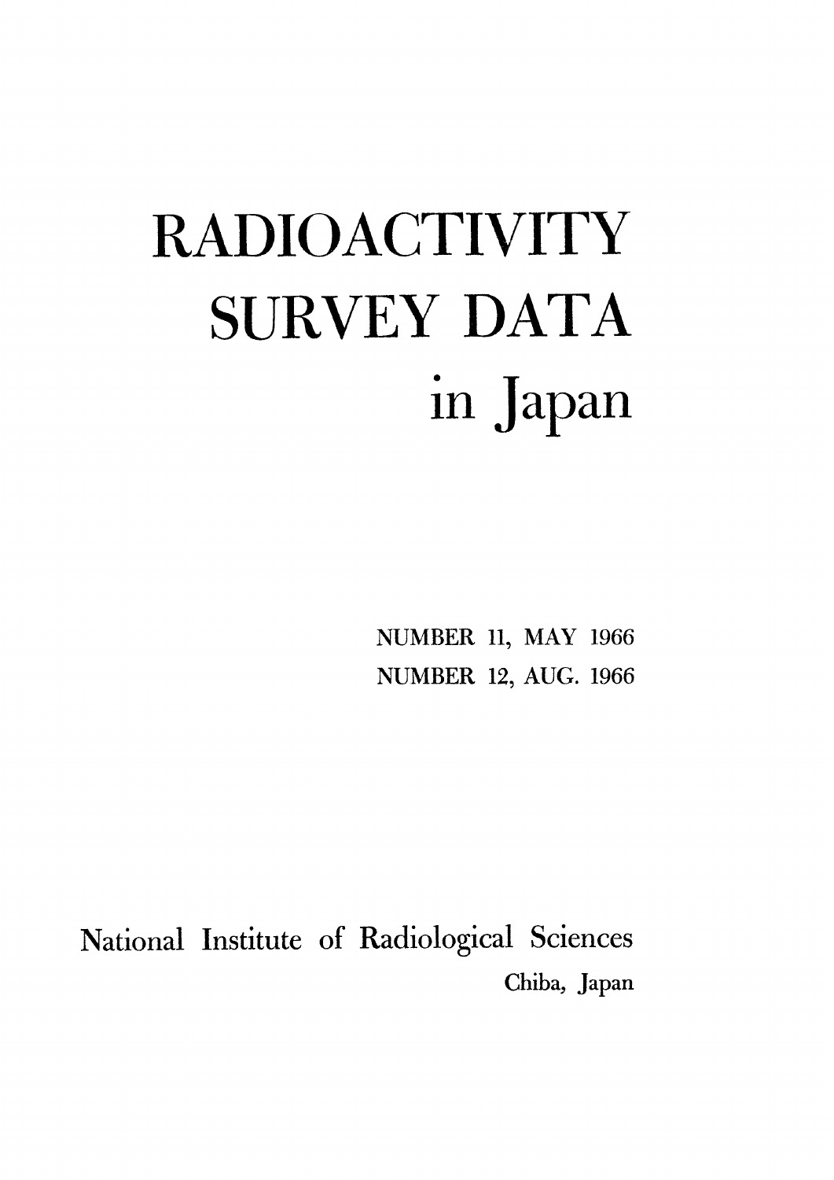# RADIOACTIVITY SURVEY DATA in Japan

NUMBER 11, MAY 1966

NUMBER 12, AUG. 1966

National Institute of Radiological Sciences

Chiba, Japan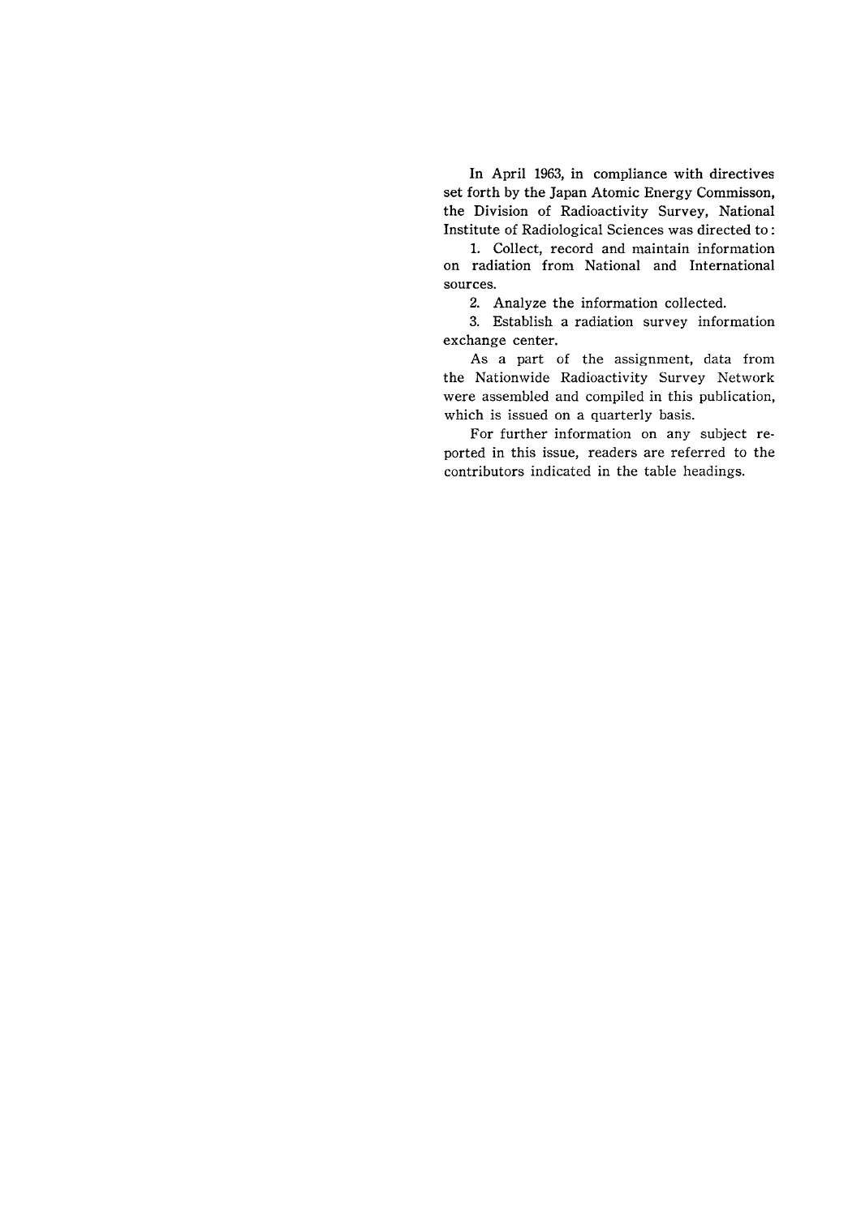In April 1963, in compliance with directives set forth by the Japan Atomic Energy Commisson, the Division of Radioactivity Survey, National Institute of Radiological Sciences was directed to :

1. Collect, record and maintain information on radiation from National and International sources.
2. Analyze the information collected.
3. Establish a radiation survey information exchange center.

As a part of the assignment, data from the Nationwide Radioactivity Survey Network were assembled and compiled in this publication, which is issued on a quarterly basis.

For further information on any subject reported in this issue, readers are referred to the contributors indicated in the table headings.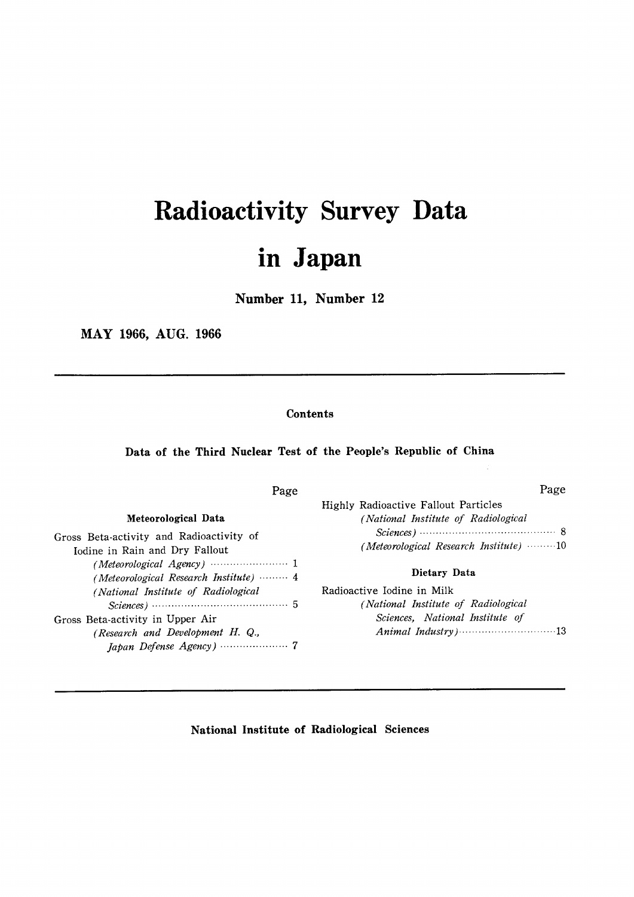# Radioactivity Survey Data in Japan

**Number 11, Number 12**

**MAY 1966, AUG. 1966**

---

**Contents**

## Data of the Third Nuclear Test of the People's Republic of China

Page

### Meteorological Data

Gross Beta-activity and Radioactivity of Iodine in Rain and Dry Fallout
- *(Meteorological Agency)* ........................ 1
- *(Meteorological Research Institute)* ......... 4
- *(National Institute of Radiological Sciences)* .......................................... 5

Gross Beta-activity in Upper Air
- *(Research and Development H. Q., Japan Defense Agency)* ..................... 7

Highly Radioactive Fallout Particles
- *(National Institute of Radiological Sciences)* .......................................... 8
- *(Meteorological Research Institute)* .........10

### Dietary Data

Radioactive Iodine in Milk
- *(National Institute of Radiological Sciences, National Institute of Animal Industry)*..............................13

---

**National Institute of Radiological Sciences**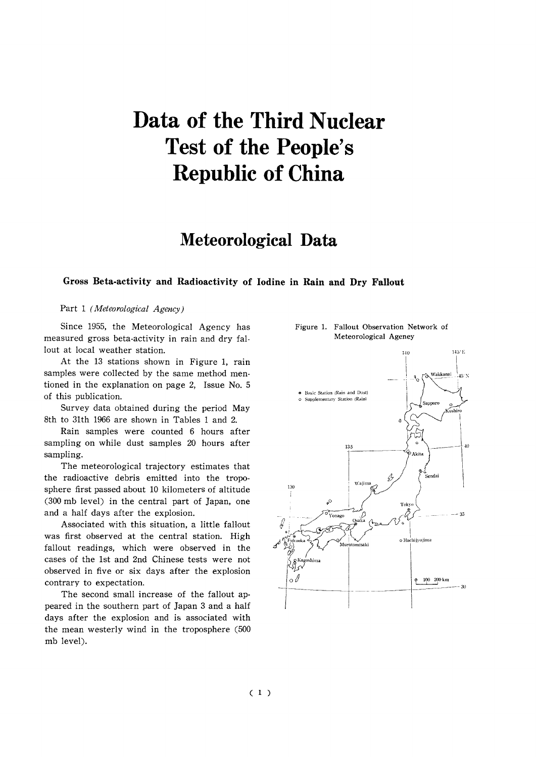# Data of the Third Nuclear Test of the People's Republic of China

## Meteorological Data

### Gross Beta-activity and Radioactivity of Iodine in Rain and Dry Fallout

Part 1 *(Meteorological Agency)*

Since 1955, the Meteorological Agency has measured gross beta-activity in rain and dry fallout at local weather station.

At the 13 stations shown in Figure 1, rain samples were collected by the same method mentioned in the explanation on page 2, Issue No. 5 of this publication.

Survey data obtained during the period May 8th to 31th 1966 are shown in Tables 1 and 2.

Rain samples were counted 6 hours after sampling on while dust samples 20 hours after sampling.

The meteorological trajectory estimates that the radioactive debris emitted into the troposphere first passed about 10 kilometers of altitude (300 mb level) in the central part of Japan, one and a half days after the explosion.

Associated with this situation, a little fallout was first observed at the central station. High fallout readings, which were observed in the cases of the 1st and 2nd Chinese tests were not observed in five or six days after the explosion contrary to expectation.

The second small increase of the fallout appeared in the southern part of Japan 3 and a half days after the explosion and is associated with the mean westerly wind in the troposphere (500 mb level).

Figure 1. Fallout Observation Network of Meteorological Ageney

● Basic Station (Rain and Dust)
○ Supplementary Station (Rain)

Wakkanai, Sapporo, Kushiro, Akita, Sendai, Wajima, Tokyo, Yonago, Osaka, Fukuoka, Murotomisaki, Hachijyojima, Kagoshima

0 100 200 km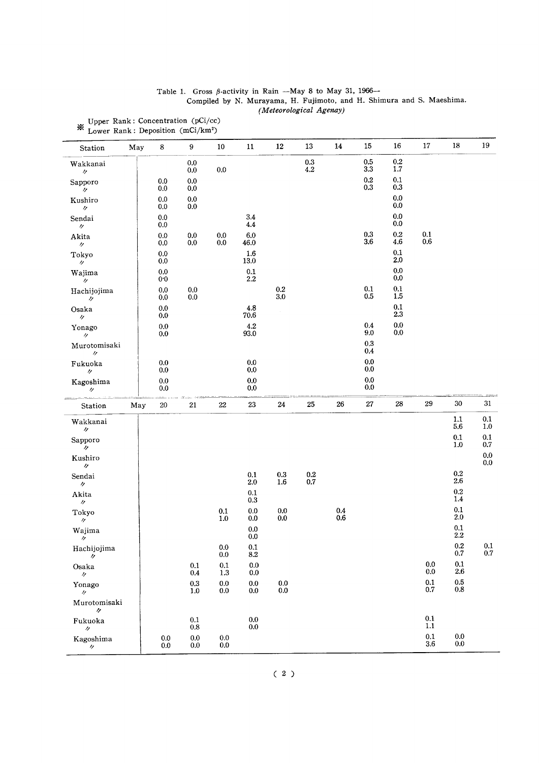Table 1. Gross β-activity in Rain —May 8 to May 31, 1966—

Compiled by N. Murayama, H. Fujimoto, and H. Shimura and S. Maeshima.

*(Meteorological Agenay)*

※ Upper Rank: Concentration (pCi/cc)
Lower Rank: Deposition ($mCi/km^2$)

| Station | May | 8 | 9 | 10 | 11 | 12 | 13 | 14 | 15 | 16 | 17 | 18 | 19 |
|---|---|---|---|---|---|---|---|---|---|---|---|---|---|
| Wakkanai | | | 0.0 | | | | 0.3 | | 0.5 | 0.2 | | | |
| 〃 | | | 0.0 | 0.0 | | | 4.2 | | 3.3 | 1.7 | | | |
| Sapporo | | 0.0 | 0.0 | | | | | | 0.2 | 0.1 | | | |
| 〃 | | 0.0 | 0.0 | | | | | | 0.3 | 0.3 | | | |
| Kushiro | | 0.0 | 0.0 | | | | | | | 0.0 | | | |
| 〃 | | 0.0 | 0.0 | | | | | | | 0.0 | | | |
| Sendai | | 0.0 | | | 3.4 | | | | | 0.0 | | | |
| 〃 | | 0.0 | | | 4.4 | | | | | 0.0 | | | |
| Akita | | 0.0 | 0.0 | 0.0 | 6.0 | | | | 0.3 | 0.2 | 0.1 | | |
| 〃 | | 0.0 | 0.0 | 0.0 | 46.0 | | | | 3.6 | 4.6 | 0.6 | | |
| Tokyo | | 0.0 | | | 1.6 | | | | | 0.1 | | | |
| 〃 | | 0.0 | | | 13.0 | | | | | 2.0 | | | |
| Wajima | | 0.0 | | | 0.1 | | | | | 0.0 | | | |
| 〃 | | 0·0 | | | 2.2 | | | | | 0.0 | | | |
| Hachijojima | | 0.0 | 0.0 | | | 0.2 | | | 0.1 | 0.1 | | | |
| 〃 | | 0.0 | 0.0 | | | 3.0 | | | 0.5 | 1.5 | | | |
| Osaka | | 0.0 | | | 4.8 | | | | | 0.1 | | | |
| 〃 | | 0.0 | | | 70.6 | | | | | 2.3 | | | |
| Yonago | | 0.0 | | | 4.2 | | | | 0.4 | 0.0 | | | |
| 〃 | | 0.0 | | | 93.0 | | | | 9.0 | 0.0 | | | |
| Murotomisaki | | | | | | | | | 0.3 | | | | |
| 〃 | | | | | | | | | 0.4 | | | | |
| Fukuoka | | 0.0 | | | 0.0 | | | | 0.0 | | | | |
| 〃 | | 0.0 | | | 0.0 | | | | 0.0 | | | | |
| Kagoshima | | 0.0 | | | 0.0 | | | | 0.0 | | | | |
| 〃 | | 0.0 | | | 0.0 | | | | 0.0 | | | | |

| Station | May | 20 | 21 | 22 | 23 | 24 | 25 | 26 | 27 | 28 | 29 | 30 | 31 |
|---|---|---|---|---|---|---|---|---|---|---|---|---|---|
| Wakkanai | | | | | | | | | | | | 1.1 | 0.1 |
| 〃 | | | | | | | | | | | | 5.6 | 1.0 |
| Sapporo | | | | | | | | | | | | 0.1 | 0.1 |
| 〃 | | | | | | | | | | | | 1.0 | 0.7 |
| Kushiro | | | | | | | | | | | | | 0.0 |
| 〃 | | | | | | | | | | | | | 0.0 |
| Sendai | | | | | 0.1 | 0.3 | 0.2 | | | | | 0.2 | |
| 〃 | | | | | 2.0 | 1.6 | 0.7 | | | | | 2.6 | |
| Akita | | | | | 0.1 | | | | | | | 0.2 | |
| 〃 | | | | | 0.3 | | | | | | | 1.4 | |
| Tokyo | | | | 0.1 | 0.0 | 0.0 | | 0.4 | | | | 0.1 | |
| 〃 | | | | 1.0 | 0.0 | 0.0 | | 0.6 | | | | 2.0 | |
| Wajima | | | | | 0.0 | | | | | | | 0.1 | |
| 〃 | | | | | 0.0 | | | | | | | 2.2 | |
| Hachijojima | | | | 0.0 | 0.1 | | | | | | | 0.2 | 0.1 |
| 〃 | | | | 0.0 | 8.2 | | | | | | | 0.7 | 0.7 |
| Osaka | | | 0.1 | 0.1 | 0.0 | | | | | | 0.0 | 0.1 | |
| 〃 | | | 0.4 | 1.3 | 0.0 | | | | | | 0.0 | 2.6 | |
| Yonago | | | 0.3 | 0.0 | 0.0 | 0.0 | | | | | 0.1 | 0.5 | |
| 〃 | | | 1.0 | 0.0 | 0.0 | 0.0 | | | | | 0.7 | 0.8 | |
| Murotomisaki | | | | | | | | | | | | | |
| 〃 | | | | | | | | | | | | | |
| Fukuoka | | | 0.1 | | 0.0 | | | | | | 0.1 | | |
| 〃 | | | 0.8 | | 0.0 | | | | | | 1.1 | | |
| Kagoshima | | 0.0 | 0.0 | 0.0 | | | | | | | 0.1 | 0.0 | |
| 〃 | | 0.0 | 0.0 | 0.0 | | | | | | | 3.6 | 0.0 | |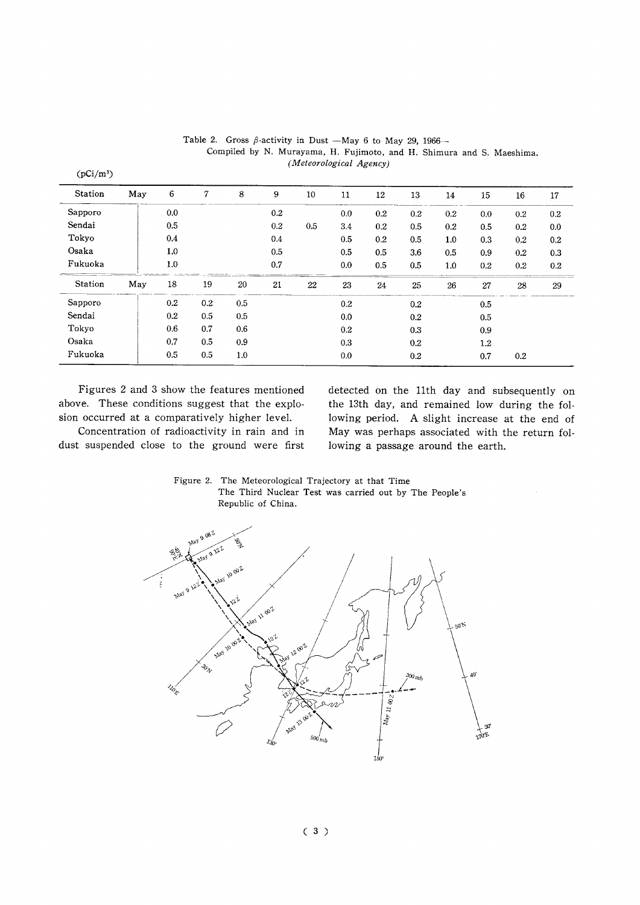Table 2. Gross $\beta$-activity in Dust —May 6 to May 29, 1966—
Compiled by N. Murayama, H. Fujimoto, and H. Shimura and S. Maeshima.
*(Meteorological Agency)*

($pCi/m^3$)

| Station | May | 6 | 7 | 8 | 9 | 10 | 11 | 12 | 13 | 14 | 15 | 16 | 17 |
|---|---|---|---|---|---|---|---|---|---|---|---|---|---|
| Sapporo | | 0.0 | | | 0.2 | | 0.0 | 0.2 | 0.2 | 0.2 | 0.0 | 0.2 | 0.2 |
| Sendai | | 0.5 | | | 0.2 | 0.5 | 3.4 | 0.2 | 0.5 | 0.2 | 0.5 | 0.2 | 0.0 |
| Tokyo | | 0.4 | | | 0.4 | | 0.5 | 0.2 | 0.5 | 1.0 | 0.3 | 0.2 | 0.2 |
| Osaka | | 1.0 | | | 0.5 | | 0.5 | 0.5 | 3.6 | 0.5 | 0.9 | 0.2 | 0.3 |
| Fukuoka | | 1.0 | | | 0.7 | | 0.0 | 0.5 | 0.5 | 1.0 | 0.2 | 0.2 | 0.2 |
| **Station** | **May** | **18** | **19** | **20** | **21** | **22** | **23** | **24** | **25** | **26** | **27** | **28** | **29** |
| Sapporo | | 0.2 | 0.2 | 0.5 | | | 0.2 | | 0.2 | | 0.5 | | |
| Sendai | | 0.2 | 0.5 | 0.5 | | | 0.0 | | 0.2 | | 0.5 | | |
| Tokyo | | 0.6 | 0.7 | 0.6 | | | 0.2 | | 0.3 | | 0.9 | | |
| Osaka | | 0.7 | 0.5 | 0.9 | | | 0.3 | | 0.2 | | 1.2 | | |
| Fukuoka | | 0.5 | 0.5 | 1.0 | | | 0.0 | | 0.2 | | 0.7 | 0.2 | |

Figures 2 and 3 show the features mentioned above. These conditions suggest that the explosion occurred at a comparatively higher level.

Concentration of radioactivity in rain and in dust suspended close to the ground were first detected on the 11th day and subsequently on the 13th day, and remained low during the following period. A slight increase at the end of May was perhaps associated with the return following a passage around the earth.

Figure 2. The Meteorological Trajectory at that Time
The Third Nuclear Test was carried out by The People's Republic of China.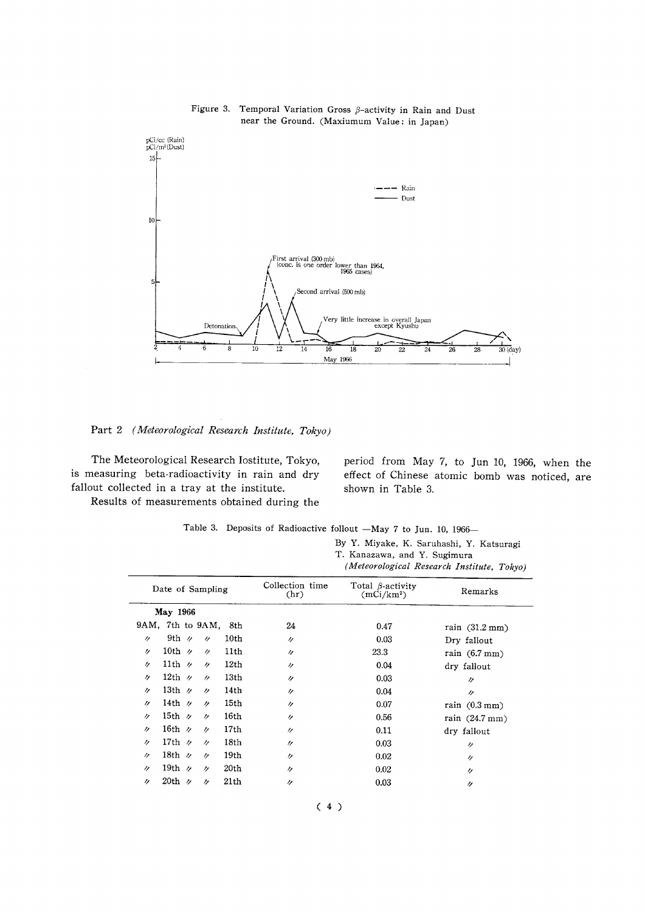Figure 3. Temporal Variation Gross $\beta$-activity in Rain and Dust near the Ground. (Maxiumum Value: in Japan)

## Part 2 *(Meteorological Research Institute, Tokyo)*

The Meteorological Research Iostitute, Tokyo, is measuring beta-radioactivity in rain and dry fallout collected in a tray at the institute.

Results of measurements obtained during the period from May 7, to Jun 10, 1966, when the effect of Chinese atomic bomb was noticed, are shown in Table 3.

Table 3. Deposits of Radioactive follout —May 7 to Jun. 10, 1966—

By Y. Miyake, K. Saruhashi, Y. Katsuragi
T. Kanazawa, and Y. Sugimura
*(Meteorological Research Institute, Tokyo)*

| Date of Sampling | Collection time (hr) | Total $\beta$-activity ($mCi/km^2$) | Remarks |
|---|---|---|---|
| **May 1966** | | | |
| 9AM, 7th to 9AM, 8th | 24 | 0.47 | rain (31.2 mm) |
| 〃 9th 〃 〃 10th | 〃 | 0.03 | Dry fallout |
| 〃 10th 〃 〃 11th | 〃 | 23.3 | rain (6.7 mm) |
| 〃 11th 〃 〃 12th | 〃 | 0.04 | dry fallout |
| 〃 12th 〃 〃 13th | 〃 | 0.03 | 〃 |
| 〃 13th 〃 〃 14th | 〃 | 0.04 | 〃 |
| 〃 14th 〃 〃 15th | 〃 | 0.07 | rain (0.3 mm) |
| 〃 15th 〃 〃 16th | 〃 | 0.56 | rain (24.7 mm) |
| 〃 16th 〃 〃 17th | 〃 | 0.11 | dry fallout |
| 〃 17th 〃 〃 18th | 〃 | 0.03 | 〃 |
| 〃 18th 〃 〃 19th | 〃 | 0.02 | 〃 |
| 〃 19th 〃 〃 20th | 〃 | 0.02 | 〃 |
| 〃 20th 〃 〃 21th | 〃 | 0.03 | 〃 |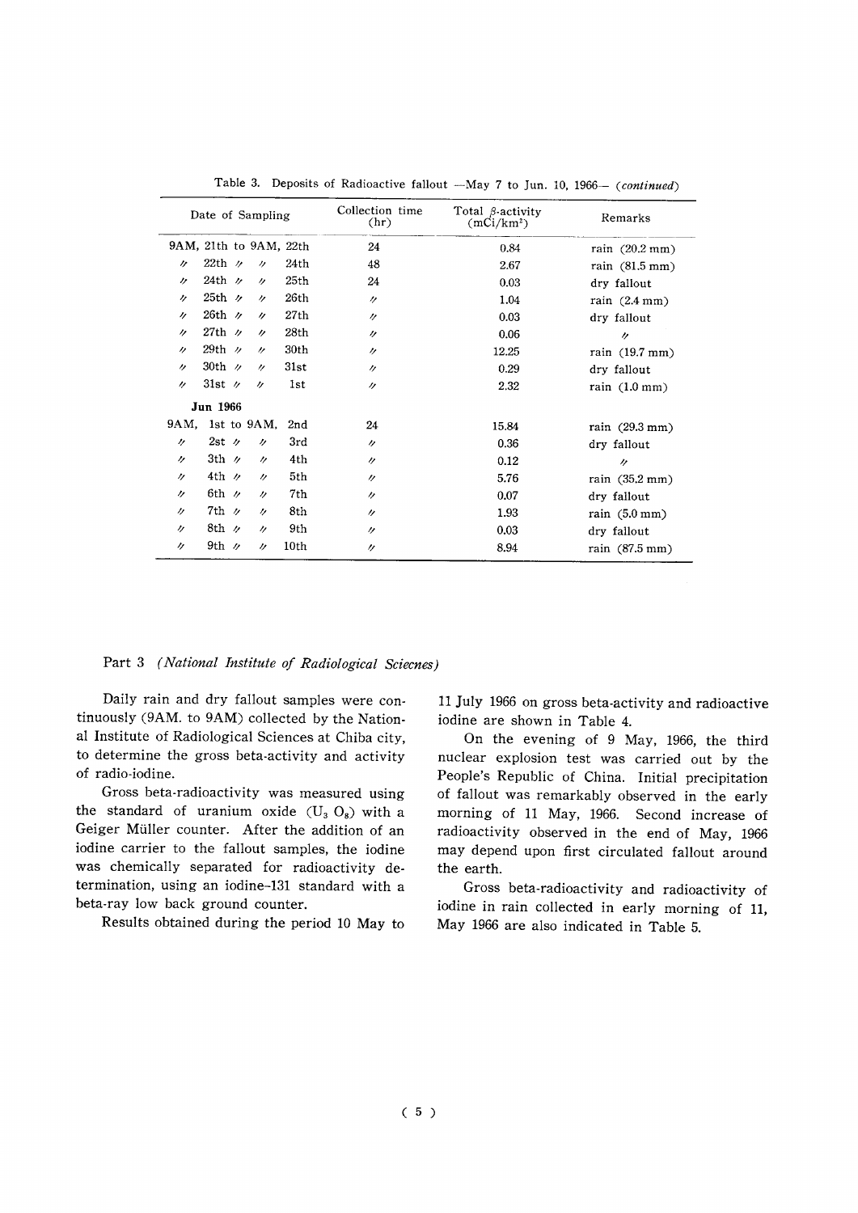Table 3. Deposits of Radioactive fallout —May 7 to Jun. 10, 1966— *(continued)*

| Date of Sampling | Collection time (hr) | Total $\beta$-activity ($mCi/km^2$) | Remarks |
|---|---|---|---|
| 9AM, 21th to 9AM, 22th | 24 | 0.84 | rain (20.2 mm) |
| 〃 22th 〃 〃 24th | 48 | 2.67 | rain (81.5 mm) |
| 〃 24th 〃 〃 25th | 24 | 0.03 | dry fallout |
| 〃 25th 〃 〃 26th | 〃 | 1.04 | rain (2.4 mm) |
| 〃 26th 〃 〃 27th | 〃 | 0.03 | dry fallout |
| 〃 27th 〃 〃 28th | 〃 | 0.06 | 〃 |
| 〃 29th 〃 〃 30th | 〃 | 12.25 | rain (19.7 mm) |
| 〃 30th 〃 〃 31st | 〃 | 0.29 | dry fallout |
| 〃 31st 〃 〃 1st | 〃 | 2.32 | rain (1.0 mm) |
| **Jun 1966** | | | |
| 9AM, 1st to 9AM, 2nd | 24 | 15.84 | rain (29.3 mm) |
| 〃 2st 〃 〃 3rd | 〃 | 0.36 | dry fallout |
| 〃 3th 〃 〃 4th | 〃 | 0.12 | 〃 |
| 〃 4th 〃 〃 5th | 〃 | 5.76 | rain (35.2 mm) |
| 〃 6th 〃 〃 7th | 〃 | 0.07 | dry fallout |
| 〃 7th 〃 〃 8th | 〃 | 1.93 | rain (5.0 mm) |
| 〃 8th 〃 〃 9th | 〃 | 0.03 | dry fallout |
| 〃 9th 〃 〃 10th | 〃 | 8.94 | rain (87.5 mm) |

## Part 3 *(National Institute of Radiological Sciecnes)*

Daily rain and dry fallout samples were continuously (9AM. to 9AM) collected by the National Institute of Radiological Sciences at Chiba city, to determine the gross beta-activity and activity of radio-iodine.

Gross beta-radioactivity was measured using the standard of uranium oxide ($U_3O_8$) with a Geiger Müller counter. After the addition of an iodine carrier to the fallout samples, the iodine was chemically separated for radioactivity determination, using an iodine-131 standard with a beta-ray low back ground counter.

Results obtained during the period 10 May to 11 July 1966 on gross beta-activity and radioactive iodine are shown in Table 4.

On the evening of 9 May, 1966, the third nuclear explosion test was carried out by the People's Republic of China. Initial precipitation of fallout was remarkably observed in the early morning of 11 May, 1966. Second increase of radioactivity observed in the end of May, 1966 may depend upon first circulated fallout around the earth.

Gross beta-radioactivity and radioactivity of iodine in rain collected in early morning of 11, May 1966 are also indicated in Table 5.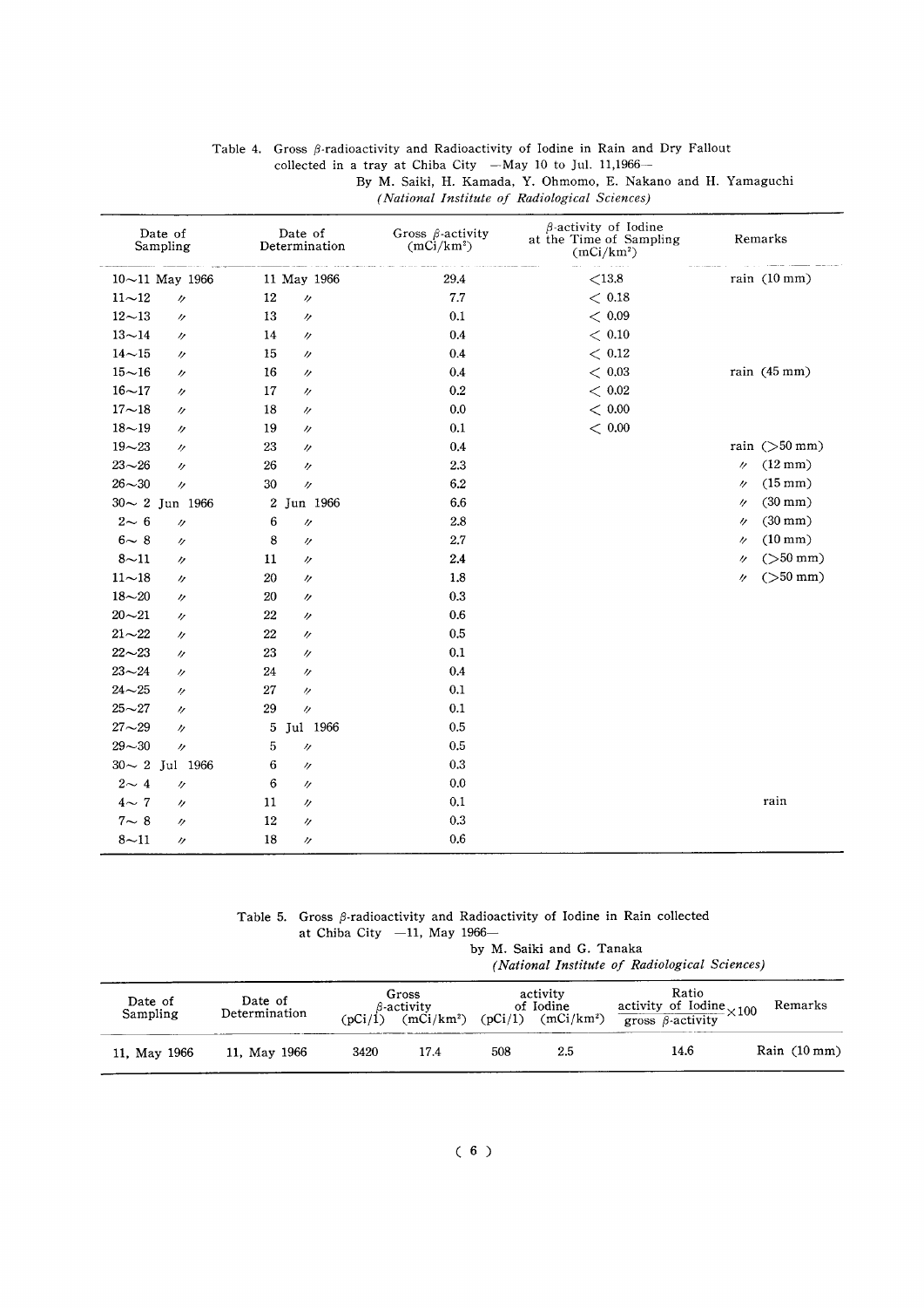Table 4. Gross β-radioactivity and Radioactivity of Iodine in Rain and Dry Fallout collected in a tray at Chiba City —May 10 to Jul. 11,1966—

By M. Saiki, H. Kamada, Y. Ohmomo, E. Nakano and H. Yamaguchi

*(National Institute of Radiological Sciences)*

| Date of Sampling | Date of Determination | Gross β-activity (mCi/km²) | β-activity of Iodine at the Time of Sampling (mCi/km²) | Remarks |
|---|---|---|---|---|
| 10～11 May 1966 | 11 May 1966 | 29.4 | <13.8 | rain (10 mm) |
| 11～12 〃 | 12 〃 | 7.7 | < 0.18 | |
| 12～13 〃 | 13 〃 | 0.1 | < 0.09 | |
| 13～14 〃 | 14 〃 | 0.4 | < 0.10 | |
| 14～15 〃 | 15 〃 | 0.4 | < 0.12 | |
| 15～16 〃 | 16 〃 | 0.4 | < 0.03 | rain (45 mm) |
| 16～17 〃 | 17 〃 | 0.2 | < 0.02 | |
| 17～18 〃 | 18 〃 | 0.0 | < 0.00 | |
| 18～19 〃 | 19 〃 | 0.1 | < 0.00 | |
| 19～23 〃 | 23 〃 | 0.4 | | rain (>50 mm) |
| 23～26 〃 | 26 〃 | 2.3 | | 〃 (12 mm) |
| 26～30 〃 | 30 〃 | 6.2 | | 〃 (15 mm) |
| 30～ 2 Jun 1966 | 2 Jun 1966 | 6.6 | | 〃 (30 mm) |
| 2～ 6 〃 | 6 〃 | 2.8 | | 〃 (30 mm) |
| 6～ 8 〃 | 8 〃 | 2.7 | | 〃 (10 mm) |
| 8～11 〃 | 11 〃 | 2.4 | | 〃 (>50 mm) |
| 11～18 〃 | 20 〃 | 1.8 | | 〃 (>50 mm) |
| 18～20 〃 | 20 〃 | 0.3 | | |
| 20～21 〃 | 22 〃 | 0.6 | | |
| 21～22 〃 | 22 〃 | 0.5 | | |
| 22～23 〃 | 23 〃 | 0.1 | | |
| 23～24 〃 | 24 〃 | 0.4 | | |
| 24～25 〃 | 27 〃 | 0.1 | | |
| 25～27 〃 | 29 〃 | 0.1 | | |
| 27～29 〃 | 5 Jul 1966 | 0.5 | | |
| 29～30 〃 | 5 〃 | 0.5 | | |
| 30～ 2 Jul 1966 | 6 〃 | 0.3 | | |
| 2～ 4 〃 | 6 〃 | 0.0 | | |
| 4～ 7 〃 | 11 〃 | 0.1 | | rain |
| 7～ 8 〃 | 12 〃 | 0.3 | | |
| 8～11 〃 | 18 〃 | 0.6 | | |

Table 5. Gross β-radioactivity and Radioactivity of Iodine in Rain collected at Chiba City —11, May 1966—

by M. Saiki and G. Tanaka

*(National Institute of Radiological Sciences)*

| Date of Sampling | Date of Determination | Gross β-activity | | activity of Iodine | | Ratio $\frac{\text{activity of Iodine}}{\text{gross } \beta\text{-activity}} \times 100$ | Remarks |
|---|---|---|---|---|---|---|---|
| | | (pCi/l) | (mCi/km²) | (pCi/l) | (mCi/km²) | | |
| 11, May 1966 | 11, May 1966 | 3420 | 17.4 | 508 | 2.5 | 14.6 | Rain (10 mm) |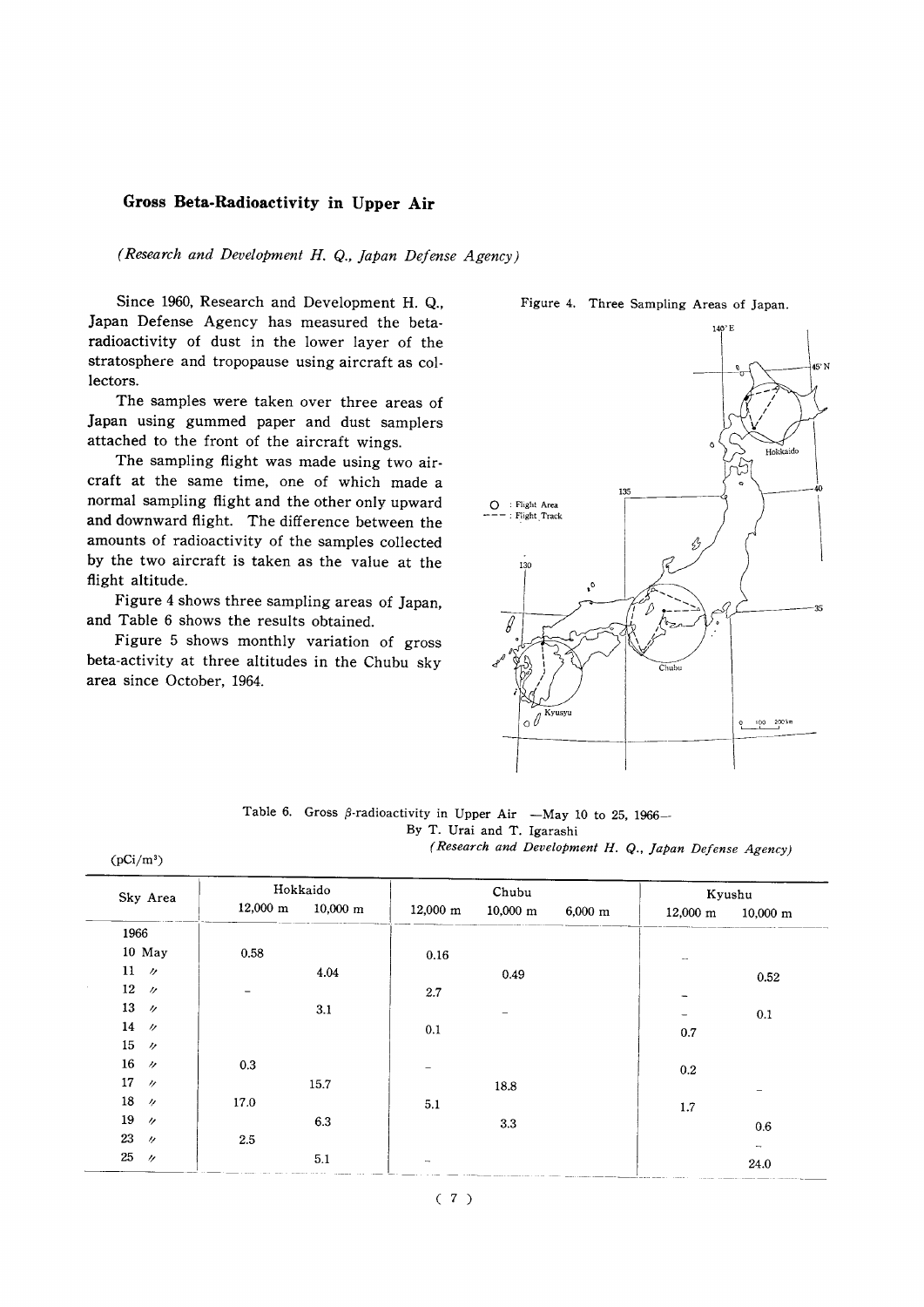## Gross Beta-Radioactivity in Upper Air

*(Research and Development H. Q., Japan Defense Agency)*

Since 1960, Research and Development H. Q., Japan Defense Agency has measured the beta-radioactivity of dust in the lower layer of the stratosphere and tropopause using aircraft as collectors.

The samples were taken over three areas of Japan using gummed paper and dust samplers attached to the front of the aircraft wings.

The sampling flight was made using two aircraft at the same time, one of which made a normal sampling flight and the other only upward and downward flight. The difference between the amounts of radioactivity of the samples collected by the two aircraft is taken as the value at the flight altitude.

Figure 4 shows three sampling areas of Japan, and Table 6 shows the results obtained.

Figure 5 shows monthly variation of gross beta-activity at three altitudes in the Chubu sky area since October, 1964.

Figure 4. Three Sampling Areas of Japan.

Table 6. Gross $\beta$-radioactivity in Upper Air —May 10 to 25, 1966—
By T. Urai and T. Igarashi
*(Research and Development H. Q., Japan Defense Agency)*

(pCi/m³)

| Sky Area | Hokkaido | | Chubu | | | Kyushu | |
|---|---|---|---|---|---|---|---|
| | 12,000 m | 10,000 m | 12,000 m | 10,000 m | 6,000 m | 12,000 m | 10,000 m |
| 1966 | | | | | | | |
| 10 May | 0.58 | | 0.16 | | | – | |
| 11 〃 | | 4.04 | | 0.49 | | | 0.52 |
| 12 〃 | – | | 2.7 | | | – | |
| 13 〃 | | 3.1 | | – | | – | 0.1 |
| 14 〃 | | | 0.1 | | | 0.7 | |
| 15 〃 | | | | | | | |
| 16 〃 | 0.3 | | – | | | 0.2 | |
| 17 〃 | | 15.7 | | 18.8 | | | – |
| 18 〃 | 17.0 | | 5.1 | | | 1.7 | |
| 19 〃 | | 6.3 | | 3.3 | | | 0.6 |
| 23 〃 | 2.5 | | | | | | – |
| 25 〃 | | 5.1 | – | | | | 24.0 |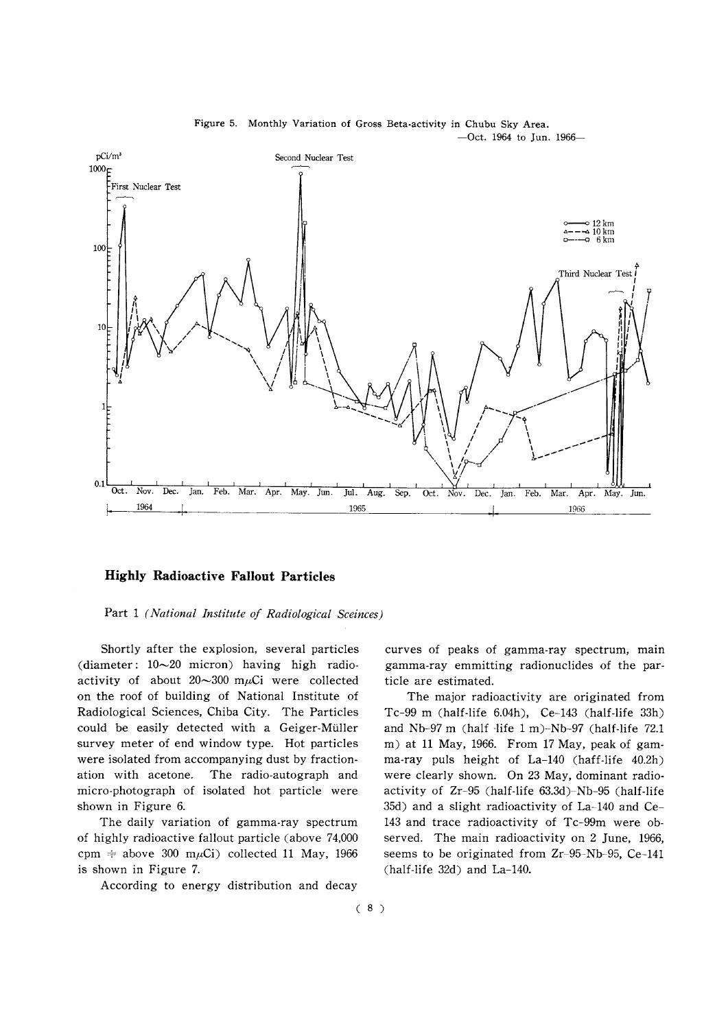Figure 5. Monthly Variation of Gross Beta-activity in Chubu Sky Area.
—Oct. 1964 to Jun. 1966—

## Highly Radioactive Fallout Particles

Part 1 *(National Institute of Radiological Sceinces)*

Shortly after the explosion, several particles (diameter: 10～20 micron) having high radioactivity of about 20～300 mμCi were collected on the roof of building of National Institute of Radiological Sciences, Chiba City. The Particles could be easily detected with a Geiger-Müller survey meter of end window type. Hot particles were isolated from accompanying dust by fractionation with acetone. The radio-autograph and micro-photograph of isolated hot particle were shown in Figure 6.

The daily variation of gamma-ray spectrum of highly radioactive fallout particle (above 74,000 cpm ≒ above 300 mμCi) collected 11 May, 1966 is shown in Figure 7.

According to energy distribution and decay curves of peaks of gamma-ray spectrum, main gamma-ray emmitting radionuclides of the particle are estimated.

The major radioactivity are originated from Tc-99 m (half-life 6.04h), Ce-143 (half-life 33h) and Nb-97 m (half life 1 m)-Nb-97 (half-life 72.1 m) at 11 May, 1966. From 17 May, peak of gamma-ray puls height of La-140 (haff-life 40.2h) were clearly shown. On 23 May, dominant radioactivity of Zr-95 (half-life 63.3d)-Nb-95 (half-life 35d) and a slight radioactivity of La-140 and Ce-143 and trace radioactivity of Tc-99m were observed. The main radioactivity on 2 June, 1966, seems to be originated from Zr-95-Nb-95, Ce-141 (half-life 32d) and La-140.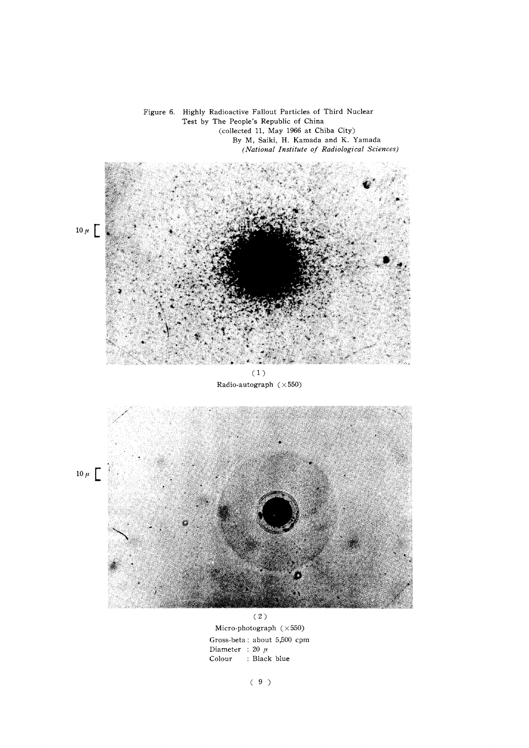Figure 6. Highly Radioactive Fallout Particles of Third Nuclear Test by The People's Republic of China
(collected 11, May 1966 at Chiba City)
By M, Saiki, H. Kamada and K. Yamada
*(National Institute of Radiological Sciences)*

10 μ

(1)

Radio-autograph (×550)

10 μ

(2)

Micro-photograph (×550)

Gross-beta : about 5,500 cpm
Diameter : 20 μ
Colour : Black blue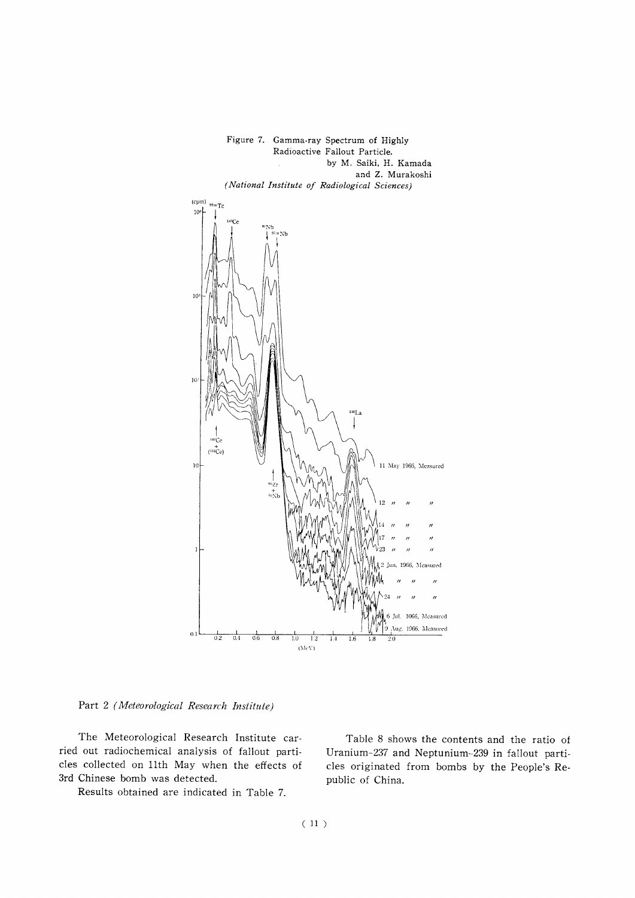Figure 7. Gamma-ray Spectrum of Highly Radioactive Fallout Particle.
by M. Saiki, H. Kamada and Z. Murakoshi
*(National Institute of Radiological Sciences)*

Part 2 *(Meteorological Research Institute)*

The Meteorological Research Institute carried out radiochemical analysis of fallout particles collected on 11th May when the effects of 3rd Chinese bomb was detected.

Results obtained are indicated in Table 7.

Table 8 shows the contents and the ratio of Uranium-237 and Neptunium-239 in fallout particles originated from bombs by the People's Republic of China.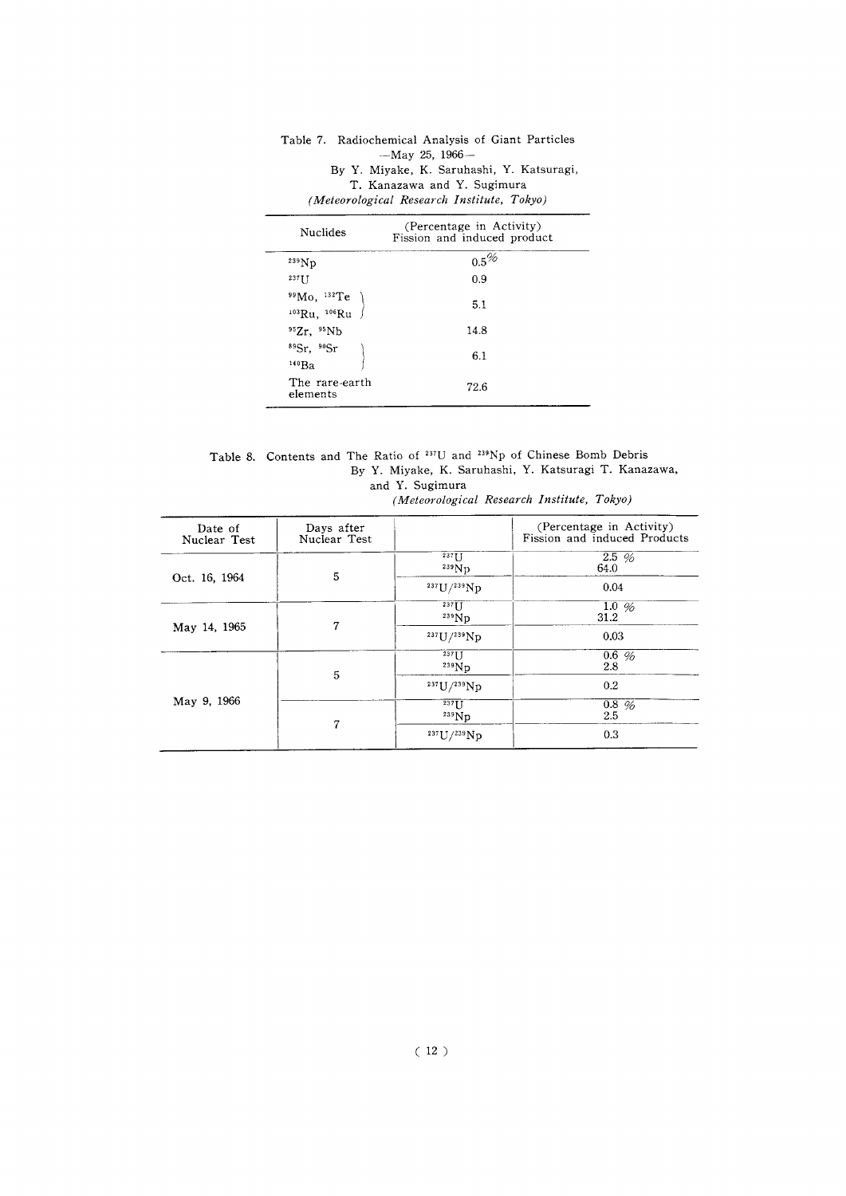Table 7. Radiochemical Analysis of Giant Particles
—May 25, 1966—
By Y. Miyake, K. Saruhashi, Y. Katsuragi, T. Kanazawa and Y. Sugimura
*(Meteorological Research Institute, Tokyo)*

| Nuclides | (Percentage in Activity) Fission and induced product |
|---|---|
| $^{239}Np$ | 0.5% |
| $^{237}U$ | 0.9 |
| $^{99}Mo$, $^{132}Te$, $^{103}Ru$, $^{106}Ru$ | 5.1 |
| $^{95}Zr$, $^{95}Nb$ | 14.8 |
| $^{89}Sr$, $^{90}Sr$, $^{140}Ba$ | 6.1 |
| The rare-earth elements | 72.6 |

Table 8. Contents and The Ratio of $^{237}U$ and $^{239}Np$ of Chinese Bomb Debris
By Y. Miyake, K. Saruhashi, Y. Katsuragi T. Kanazawa, and Y. Sugimura
*(Meteorological Research Institute, Tokyo)*

| Date of Nuclear Test | Days after Nuclear Test | | (Percentage in Activity) Fission and induced Products |
|---|---|---|---|
| Oct. 16, 1964 | 5 | $^{237}U$ / $^{239}Np$ | 2.5 % / 64.0 |
| | | $^{237}U/^{239}Np$ | 0.04 |
| May 14, 1965 | 7 | $^{237}U$ / $^{239}Np$ | 1.0 % / 31.2 |
| | | $^{237}U/^{239}Np$ | 0.03 |
| May 9, 1966 | 5 | $^{237}U$ / $^{239}Np$ | 0.6 % / 2.8 |
| | | $^{237}U/^{239}Np$ | 0.2 |
| | 7 | $^{237}U$ / $^{239}Np$ | 0.8 % / 2.5 |
| | | $^{237}U/^{239}Np$ | 0.3 |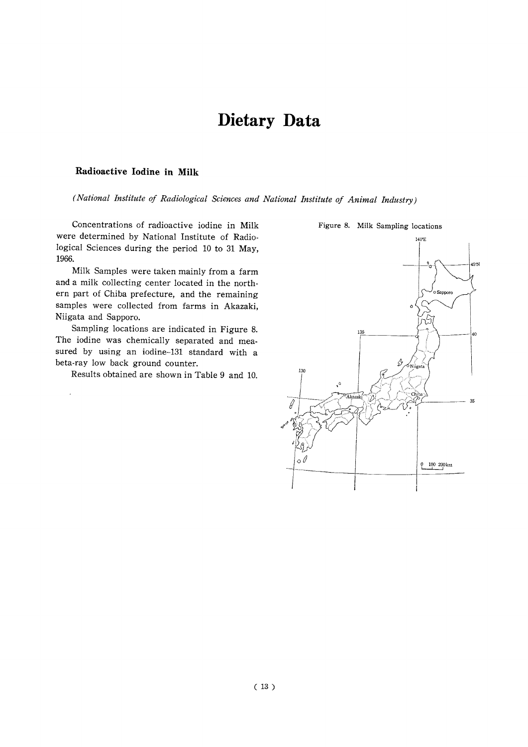# Dietary Data

## Radioactive Iodine in Milk

*(National Institute of Radiological Sciences and National Institute of Animal Industry)*

Concentrations of radioactive iodine in Milk were determined by National Institute of Radiological Sciences during the period 10 to 31 May, 1966.

Milk Samples were taken mainly from a farm and a milk collecting center located in the northern part of Chiba prefecture, and the remaining samples were collected from farms in Akazaki, Niigata and Sapporo.

Sampling locations are indicated in Figure 8. The iodine was chemically separated and measured by using an iodine-131 standard with a beta-ray low back ground counter.

Results obtained are shown in Table 9 and 10.

Figure 8. Milk Sampling locations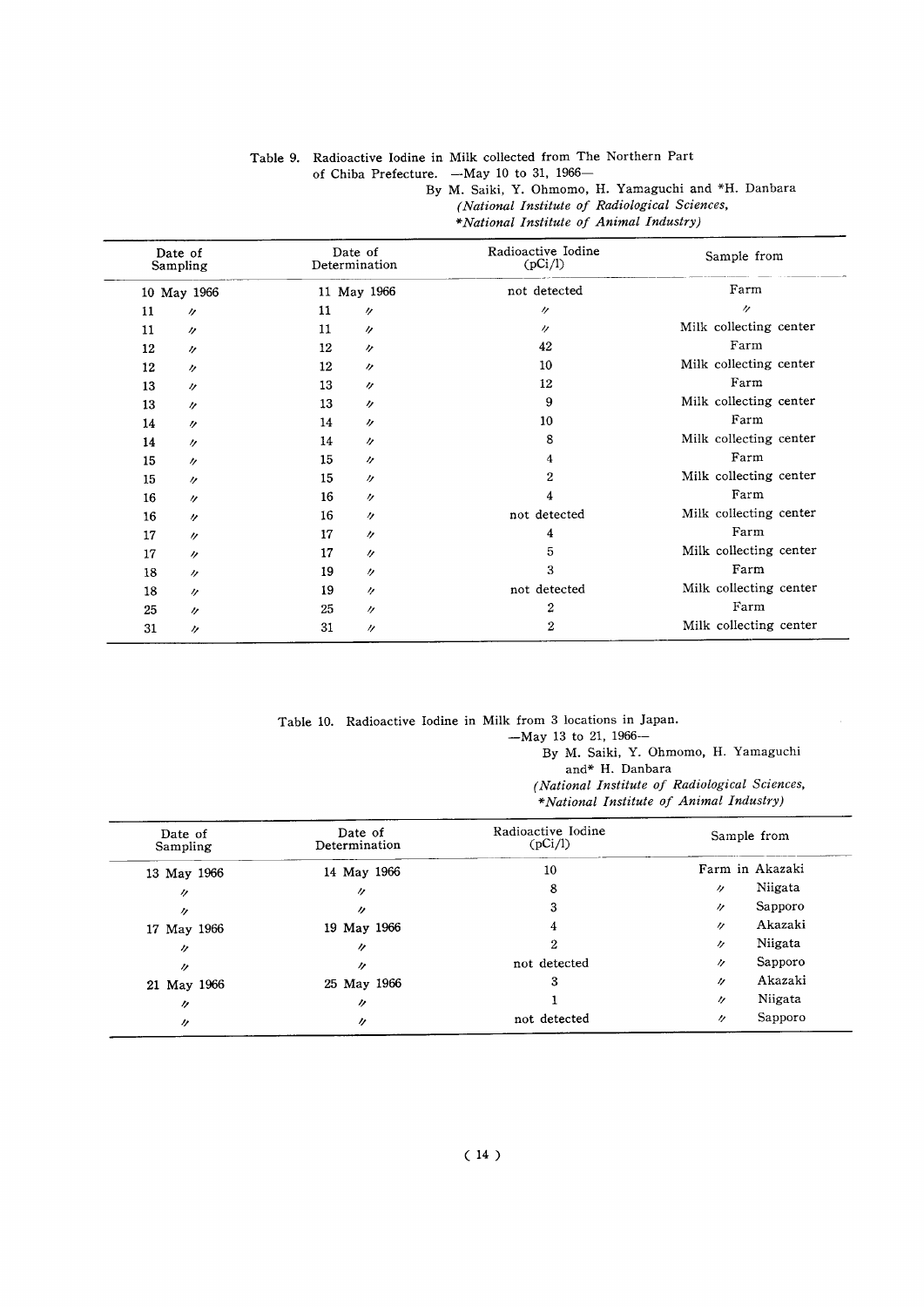Table 9. Radioactive Iodine in Milk collected from The Northern Part of Chiba Prefecture. —May 10 to 31, 1966—

By M. Saiki, Y. Ohmomo, H. Yamaguchi and *H. Danbara
*(National Institute of Radiological Sciences,*
*\*National Institute of Animal Industry)*

| Date of Sampling | Date of Determination | Radioactive Iodine (pCi/l) | Sample from |
|---|---|---|---|
| 10 May 1966 | 11 May 1966 | not detected | Farm |
| 11 〃 | 11 〃 | 〃 | 〃 |
| 11 〃 | 11 〃 | 〃 | Milk collecting center |
| 12 〃 | 12 〃 | 42 | Farm |
| 12 〃 | 12 〃 | 10 | Milk collecting center |
| 13 〃 | 13 〃 | 12 | Farm |
| 13 〃 | 13 〃 | 9 | Milk collecting center |
| 14 〃 | 14 〃 | 10 | Farm |
| 14 〃 | 14 〃 | 8 | Milk collecting center |
| 15 〃 | 15 〃 | 4 | Farm |
| 15 〃 | 15 〃 | 2 | Milk collecting center |
| 16 〃 | 16 〃 | 4 | Farm |
| 16 〃 | 16 〃 | not detected | Milk collecting center |
| 17 〃 | 17 〃 | 4 | Farm |
| 17 〃 | 17 〃 | 5 | Milk collecting center |
| 18 〃 | 19 〃 | 3 | Farm |
| 18 〃 | 19 〃 | not detected | Milk collecting center |
| 25 〃 | 25 〃 | 2 | Farm |
| 31 〃 | 31 〃 | 2 | Milk collecting center |

Table 10. Radioactive Iodine in Milk from 3 locations in Japan. —May 13 to 21, 1966—

By M. Saiki, Y. Ohmomo, H. Yamaguchi and* H. Danbara
*(National Institute of Radiological Sciences,*
*\*National Institute of Animal Industry)*

| Date of Sampling | Date of Determination | Radioactive Iodine (pCi/l) | Sample from |
|---|---|---|---|
| 13 May 1966 | 14 May 1966 | 10 | Farm in Akazaki |
| 〃 | 〃 | 8 | 〃 Niigata |
| 〃 | 〃 | 3 | 〃 Sapporo |
| 17 May 1966 | 19 May 1966 | 4 | 〃 Akazaki |
| 〃 | 〃 | 2 | 〃 Niigata |
| 〃 | 〃 | not detected | 〃 Sapporo |
| 21 May 1966 | 25 May 1966 | 3 | 〃 Akazaki |
| 〃 | 〃 | 1 | 〃 Niigata |
| 〃 | 〃 | not detected | 〃 Sapporo |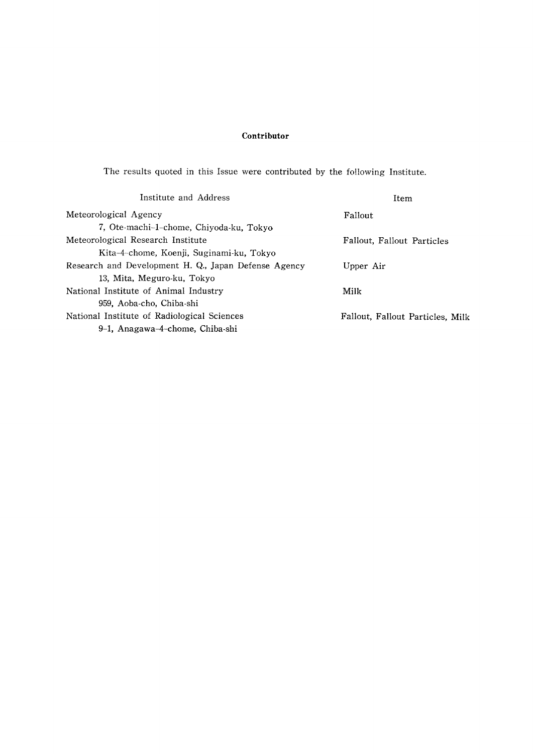## Contributor

The results quoted in this Issue were contributed by the following Institute.

| Institute and Address | Item |
| --- | --- |
| Meteorological Agency<br>7, Ote-machi-1-chome, Chiyoda-ku, Tokyo | Fallout |
| Meteorological Research Institute<br>Kita-4-chome, Koenji, Suginami-ku, Tokyo | Fallout, Fallout Particles |
| Research and Development H. Q., Japan Defense Agency<br>13, Mita, Meguro-ku, Tokyo | Upper Air |
| National Institute of Animal Industry<br>959, Aoba-cho, Chiba-shi | Milk |
| National Institute of Radiological Sciences<br>9-1, Anagawa-4-chome, Chiba-shi | Fallout, Fallout Particles, Milk |